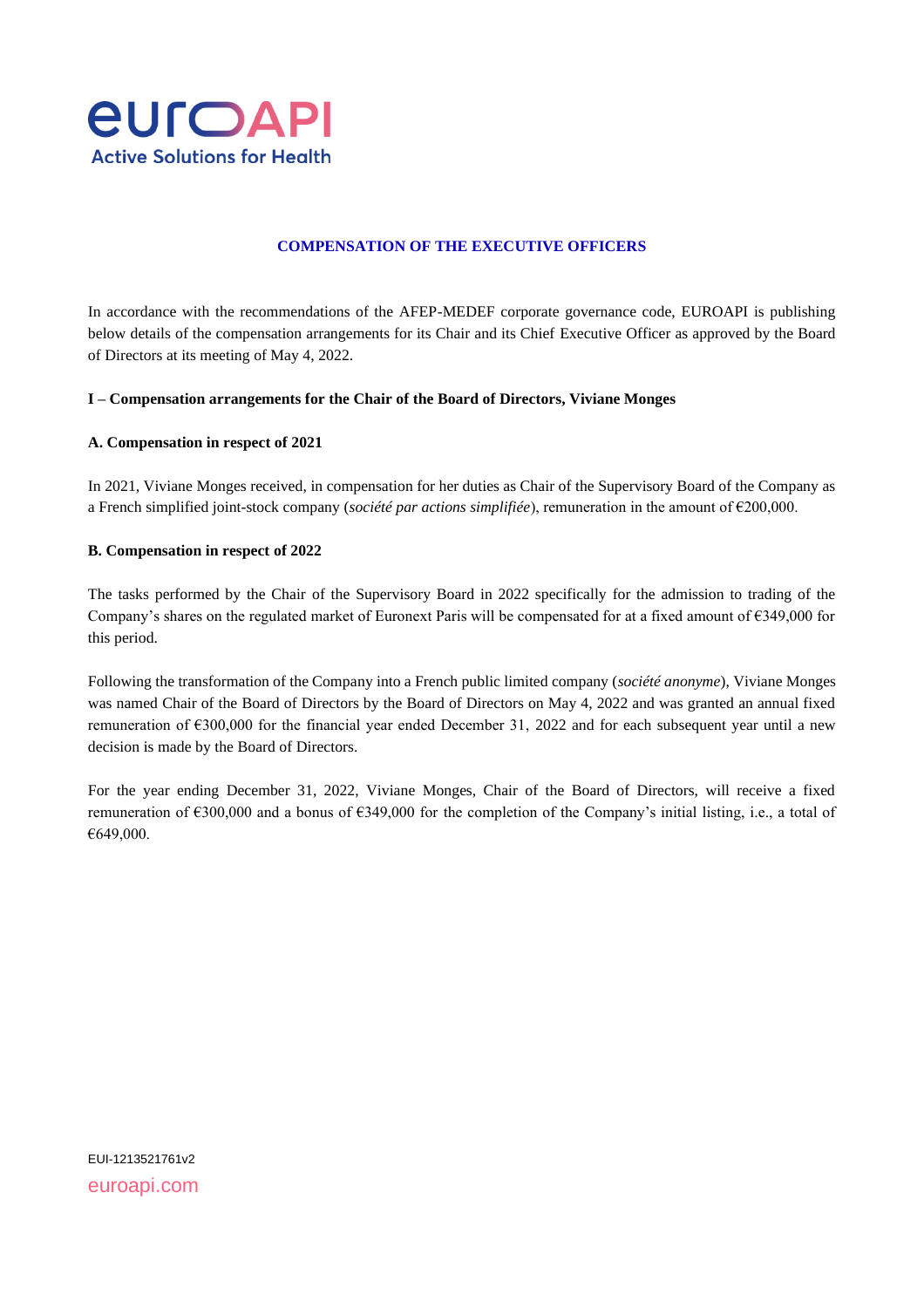euroAPI
Active Solutions for Health

# COMPENSATION OF THE EXECUTIVE OFFICERS

In accordance with the recommendations of the AFEP-MEDEF corporate governance code, EUROAPI is publishing below details of the compensation arrangements for its Chair and its Chief Executive Officer as approved by the Board of Directors at its meeting of May 4, 2022.

## I – Compensation arrangements for the Chair of the Board of Directors, Viviane Monges

### A. Compensation in respect of 2021

In 2021, Viviane Monges received, in compensation for her duties as Chair of the Supervisory Board of the Company as a French simplified joint-stock company (*société par actions simplifiée*), remuneration in the amount of €200,000.

### B. Compensation in respect of 2022

The tasks performed by the Chair of the Supervisory Board in 2022 specifically for the admission to trading of the Company's shares on the regulated market of Euronext Paris will be compensated for at a fixed amount of €349,000 for this period.

Following the transformation of the Company into a French public limited company (*société anonyme*), Viviane Monges was named Chair of the Board of Directors by the Board of Directors on May 4, 2022 and was granted an annual fixed remuneration of €300,000 for the financial year ended December 31, 2022 and for each subsequent year until a new decision is made by the Board of Directors.

For the year ending December 31, 2022, Viviane Monges, Chair of the Board of Directors, will receive a fixed remuneration of €300,000 and a bonus of €349,000 for the completion of the Company's initial listing, i.e., a total of €649,000.

EUI-1213521761v2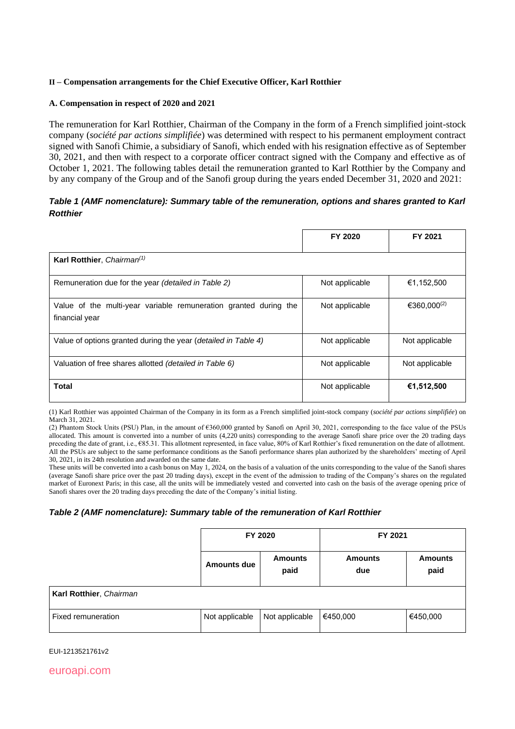**II – Compensation arrangements for the Chief Executive Officer, Karl Rotthier**

**A. Compensation in respect of 2020 and 2021**

The remuneration for Karl Rotthier, Chairman of the Company in the form of a French simplified joint-stock company (*société par actions simplifiée*) was determined with respect to his permanent employment contract signed with Sanofi Chimie, a subsidiary of Sanofi, which ended with his resignation effective as of September 30, 2021, and then with respect to a corporate officer contract signed with the Company and effective as of October 1, 2021. The following tables detail the remuneration granted to Karl Rotthier by the Company and by any company of the Group and of the Sanofi group during the years ended December 31, 2020 and 2021:

***Table 1 (AMF nomenclature): Summary table of the remuneration, options and shares granted to Karl Rotthier***

| | **FY 2020** | **FY 2021** |
|---|---|---|
| **Karl Rotthier**, *Chairman*(1) | | |
| Remuneration due for the year *(detailed in Table 2)* | Not applicable | €1,152,500 |
| Value of the multi-year variable remuneration granted during the financial year | Not applicable | €360,000(2) |
| Value of options granted during the year (*detailed in Table 4)* | Not applicable | Not applicable |
| Valuation of free shares allotted *(detailed in Table 6)* | Not applicable | Not applicable |
| **Total** | Not applicable | **€1,512,500** |

(1) Karl Rotthier was appointed Chairman of the Company in its form as a French simplified joint-stock company (*société par actions simplifiée*) on March 31, 2021.

(2) Phantom Stock Units (PSU) Plan, in the amount of €360,000 granted by Sanofi on April 30, 2021, corresponding to the face value of the PSUs allocated. This amount is converted into a number of units (4,220 units) corresponding to the average Sanofi share price over the 20 trading days preceding the date of grant, i.e., €85.31. This allotment represented, in face value, 80% of Karl Rotthier's fixed remuneration on the date of allotment. All the PSUs are subject to the same performance conditions as the Sanofi performance shares plan authorized by the shareholders' meeting of April 30, 2021, in its 24th resolution and awarded on the same date.

These units will be converted into a cash bonus on May 1, 2024, on the basis of a valuation of the units corresponding to the value of the Sanofi shares (average Sanofi share price over the past 20 trading days), except in the event of the admission to trading of the Company's shares on the regulated market of Euronext Paris; in this case, all the units will be immediately vested and converted into cash on the basis of the average opening price of Sanofi shares over the 20 trading days preceding the date of the Company's initial listing.

***Table 2 (AMF nomenclature): Summary table of the remuneration of Karl Rotthier***

| | **FY 2020** | | **FY 2021** | |
|---|---|---|---|---|
| | **Amounts due** | **Amounts paid** | **Amounts due** | **Amounts paid** |
| **Karl Rotthier**, *Chairman* | | | | |
| Fixed remuneration | Not applicable | Not applicable | €450,000 | €450,000 |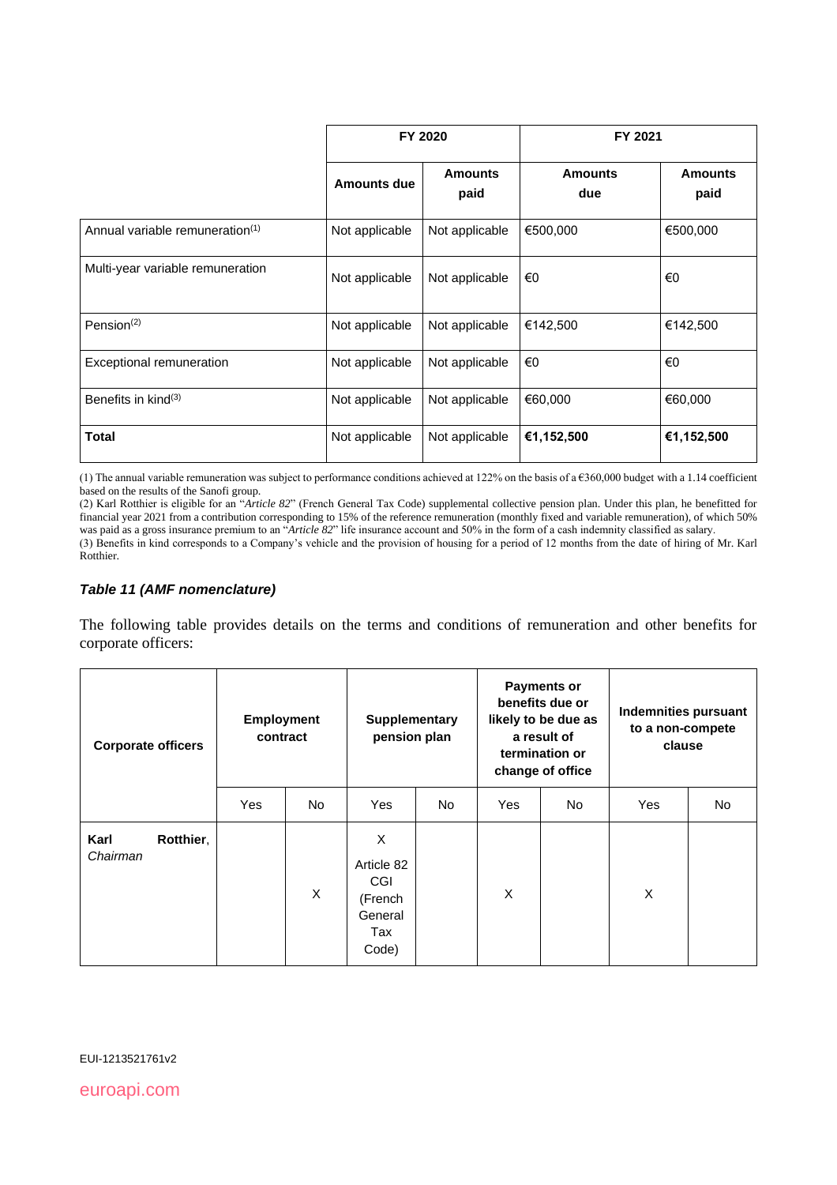| | FY 2020 | | FY 2021 | |
|---|---|---|---|---|
| | Amounts due | Amounts paid | Amounts due | Amounts paid |
| Annual variable remuneration[(1)] | Not applicable | Not applicable | €500,000 | €500,000 |
| Multi-year variable remuneration | Not applicable | Not applicable | €0 | €0 |
| Pension[(2)] | Not applicable | Not applicable | €142,500 | €142,500 |
| Exceptional remuneration | Not applicable | Not applicable | €0 | €0 |
| Benefits in kind[(3)] | Not applicable | Not applicable | €60,000 | €60,000 |
| **Total** | Not applicable | Not applicable | **€1,152,500** | **€1,152,500** |

(1) The annual variable remuneration was subject to performance conditions achieved at 122% on the basis of a €360,000 budget with a 1.14 coefficient based on the results of the Sanofi group.
(2) Karl Rotthier is eligible for an "*Article 82*" (French General Tax Code) supplemental collective pension plan. Under this plan, he benefitted for financial year 2021 from a contribution corresponding to 15% of the reference remuneration (monthly fixed and variable remuneration), of which 50% was paid as a gross insurance premium to an "*Article 82*" life insurance account and 50% in the form of a cash indemnity classified as salary.
(3) Benefits in kind corresponds to a Company's vehicle and the provision of housing for a period of 12 months from the date of hiring of Mr. Karl Rotthier.

### *Table 11 (AMF nomenclature)*

The following table provides details on the terms and conditions of remuneration and other benefits for corporate officers:

| Corporate officers | Employment contract | | Supplementary pension plan | | Payments or benefits due or likely to be due as a result of termination or change of office | | Indemnities pursuant to a non-compete clause | |
|---|---|---|---|---|---|---|---|---|
| | Yes | No | Yes | No | Yes | No | Yes | No |
| **Karl Rotthier**, *Chairman* | | X | X Article 82 CGI (French General Tax Code) | | X | | X | |

EUI-1213521761v2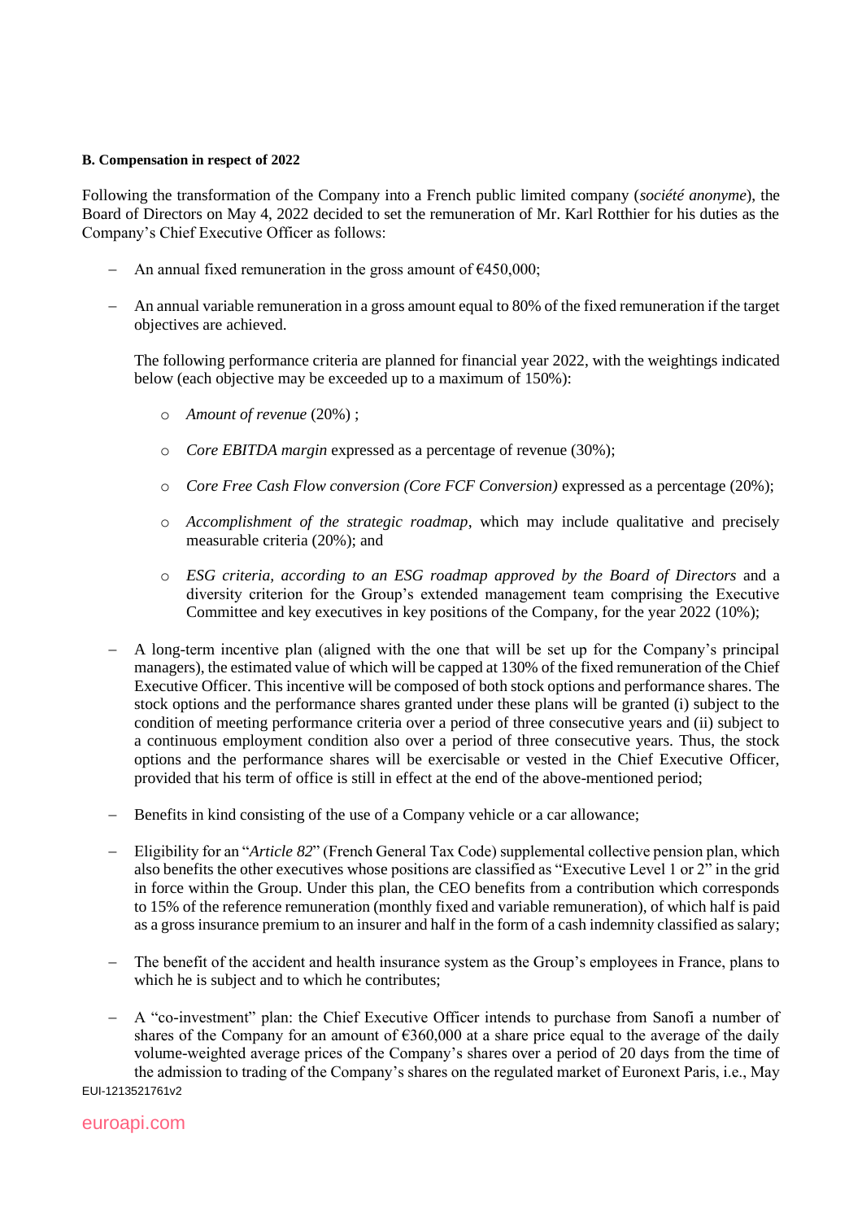**B. Compensation in respect of 2022**

Following the transformation of the Company into a French public limited company (*société anonyme*), the Board of Directors on May 4, 2022 decided to set the remuneration of Mr. Karl Rotthier for his duties as the Company's Chief Executive Officer as follows:

- An annual fixed remuneration in the gross amount of €450,000;
- An annual variable remuneration in a gross amount equal to 80% of the fixed remuneration if the target objectives are achieved.

  The following performance criteria are planned for financial year 2022, with the weightings indicated below (each objective may be exceeded up to a maximum of 150%):

  - *Amount of revenue* (20%) ;
  - *Core EBITDA margin* expressed as a percentage of revenue (30%);
  - *Core Free Cash Flow conversion (Core FCF Conversion)* expressed as a percentage (20%);
  - *Accomplishment of the strategic roadmap*, which may include qualitative and precisely measurable criteria (20%); and
  - *ESG criteria, according to an ESG roadmap approved by the Board of Directors* and a diversity criterion for the Group's extended management team comprising the Executive Committee and key executives in key positions of the Company, for the year 2022 (10%);

- A long-term incentive plan (aligned with the one that will be set up for the Company's principal managers), the estimated value of which will be capped at 130% of the fixed remuneration of the Chief Executive Officer. This incentive will be composed of both stock options and performance shares. The stock options and the performance shares granted under these plans will be granted (i) subject to the condition of meeting performance criteria over a period of three consecutive years and (ii) subject to a continuous employment condition also over a period of three consecutive years. Thus, the stock options and the performance shares will be exercisable or vested in the Chief Executive Officer, provided that his term of office is still in effect at the end of the above-mentioned period;
- Benefits in kind consisting of the use of a Company vehicle or a car allowance;
- Eligibility for an "*Article 82*" (French General Tax Code) supplemental collective pension plan, which also benefits the other executives whose positions are classified as "Executive Level 1 or 2" in the grid in force within the Group. Under this plan, the CEO benefits from a contribution which corresponds to 15% of the reference remuneration (monthly fixed and variable remuneration), of which half is paid as a gross insurance premium to an insurer and half in the form of a cash indemnity classified as salary;
- The benefit of the accident and health insurance system as the Group's employees in France, plans to which he is subject and to which he contributes;
- A "co-investment" plan: the Chief Executive Officer intends to purchase from Sanofi a number of shares of the Company for an amount of €360,000 at a share price equal to the average of the daily volume-weighted average prices of the Company's shares over a period of 20 days from the time of the admission to trading of the Company's shares on the regulated market of Euronext Paris, i.e., May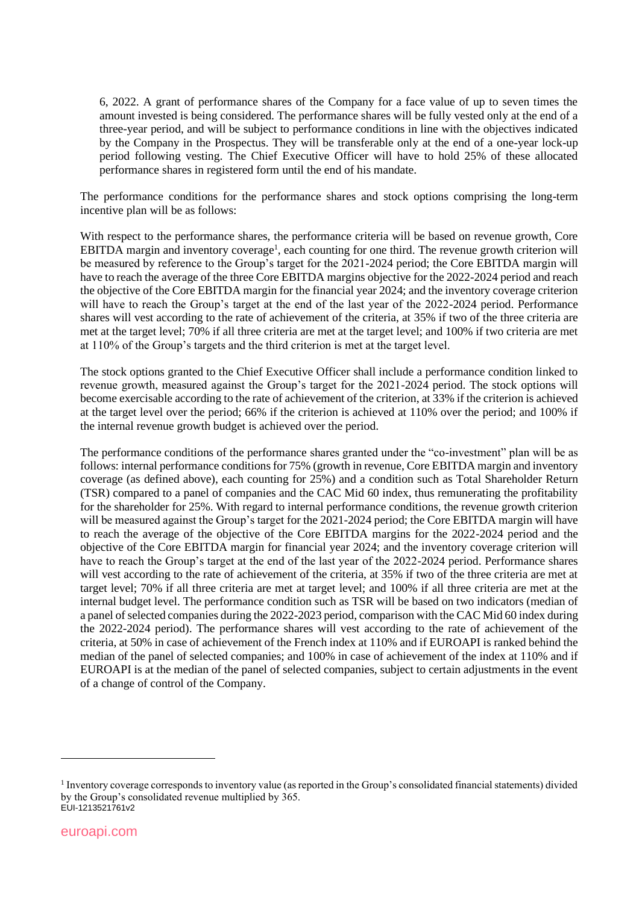6, 2022. A grant of performance shares of the Company for a face value of up to seven times the amount invested is being considered. The performance shares will be fully vested only at the end of a three-year period, and will be subject to performance conditions in line with the objectives indicated by the Company in the Prospectus. They will be transferable only at the end of a one-year lock-up period following vesting. The Chief Executive Officer will have to hold 25% of these allocated performance shares in registered form until the end of his mandate.

The performance conditions for the performance shares and stock options comprising the long-term incentive plan will be as follows:

With respect to the performance shares, the performance criteria will be based on revenue growth, Core EBITDA margin and inventory coverage[1], each counting for one third. The revenue growth criterion will be measured by reference to the Group's target for the 2021-2024 period; the Core EBITDA margin will have to reach the average of the three Core EBITDA margins objective for the 2022-2024 period and reach the objective of the Core EBITDA margin for the financial year 2024; and the inventory coverage criterion will have to reach the Group's target at the end of the last year of the 2022-2024 period. Performance shares will vest according to the rate of achievement of the criteria, at 35% if two of the three criteria are met at the target level; 70% if all three criteria are met at the target level; and 100% if two criteria are met at 110% of the Group's targets and the third criterion is met at the target level.

The stock options granted to the Chief Executive Officer shall include a performance condition linked to revenue growth, measured against the Group's target for the 2021-2024 period. The stock options will become exercisable according to the rate of achievement of the criterion, at 33% if the criterion is achieved at the target level over the period; 66% if the criterion is achieved at 110% over the period; and 100% if the internal revenue growth budget is achieved over the period.

The performance conditions of the performance shares granted under the "co-investment" plan will be as follows: internal performance conditions for 75% (growth in revenue, Core EBITDA margin and inventory coverage (as defined above), each counting for 25%) and a condition such as Total Shareholder Return (TSR) compared to a panel of companies and the CAC Mid 60 index, thus remunerating the profitability for the shareholder for 25%. With regard to internal performance conditions, the revenue growth criterion will be measured against the Group's target for the 2021-2024 period; the Core EBITDA margin will have to reach the average of the objective of the Core EBITDA margins for the 2022-2024 period and the objective of the Core EBITDA margin for financial year 2024; and the inventory coverage criterion will have to reach the Group's target at the end of the last year of the 2022-2024 period. Performance shares will vest according to the rate of achievement of the criteria, at 35% if two of the three criteria are met at target level; 70% if all three criteria are met at target level; and 100% if all three criteria are met at the internal budget level. The performance condition such as TSR will be based on two indicators (median of a panel of selected companies during the 2022-2023 period, comparison with the CAC Mid 60 index during the 2022-2024 period). The performance shares will vest according to the rate of achievement of the criteria, at 50% in case of achievement of the French index at 110% and if EUROAPI is ranked behind the median of the panel of selected companies; and 100% in case of achievement of the index at 110% and if EUROAPI is at the median of the panel of selected companies, subject to certain adjustments in the event of a change of control of the Company.

[1] Inventory coverage corresponds to inventory value (as reported in the Group's consolidated financial statements) divided by the Group's consolidated revenue multiplied by 365.

EUI-1213521761v2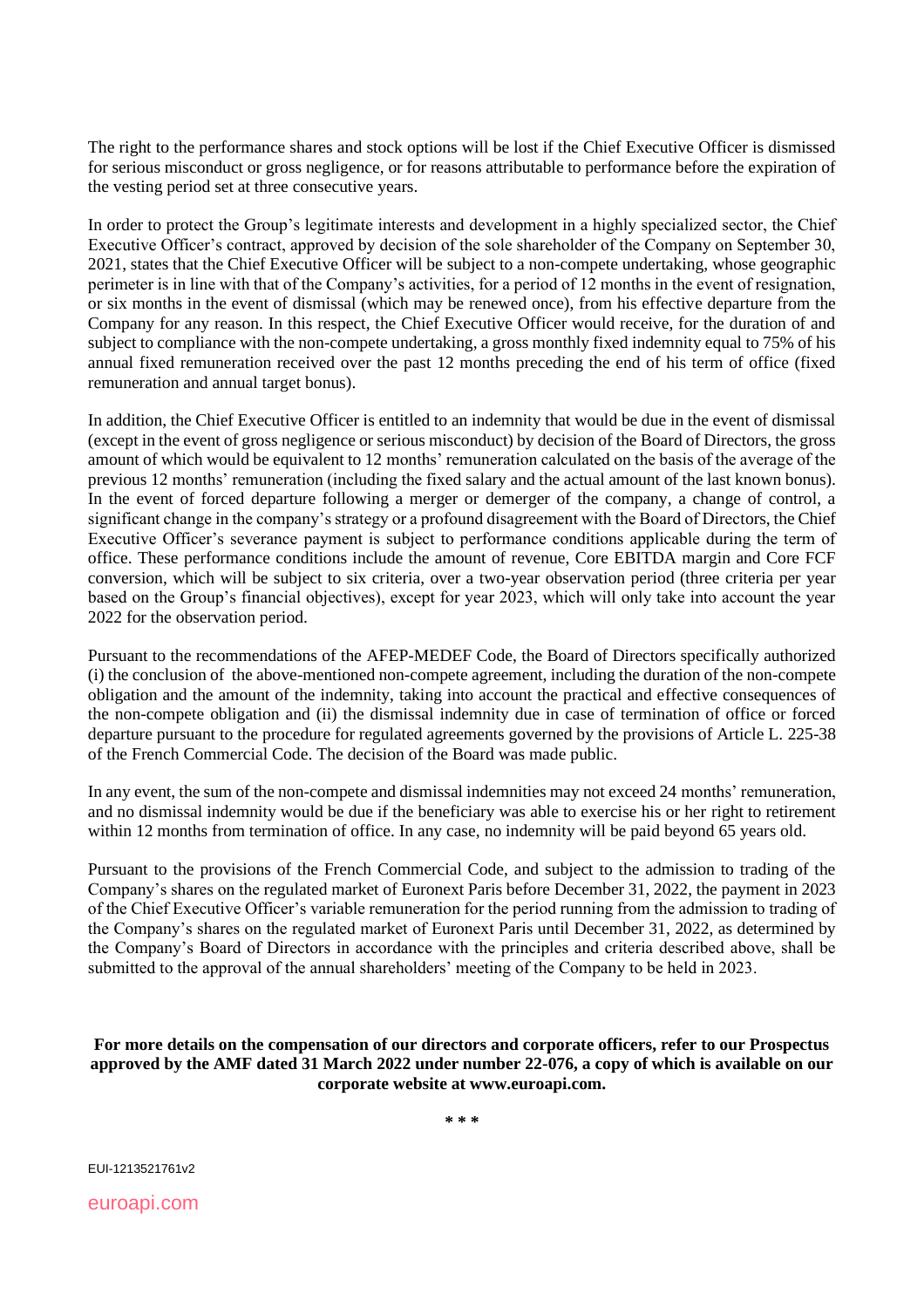The right to the performance shares and stock options will be lost if the Chief Executive Officer is dismissed for serious misconduct or gross negligence, or for reasons attributable to performance before the expiration of the vesting period set at three consecutive years.

In order to protect the Group's legitimate interests and development in a highly specialized sector, the Chief Executive Officer's contract, approved by decision of the sole shareholder of the Company on September 30, 2021, states that the Chief Executive Officer will be subject to a non-compete undertaking, whose geographic perimeter is in line with that of the Company's activities, for a period of 12 months in the event of resignation, or six months in the event of dismissal (which may be renewed once), from his effective departure from the Company for any reason. In this respect, the Chief Executive Officer would receive, for the duration of and subject to compliance with the non-compete undertaking, a gross monthly fixed indemnity equal to 75% of his annual fixed remuneration received over the past 12 months preceding the end of his term of office (fixed remuneration and annual target bonus).

In addition, the Chief Executive Officer is entitled to an indemnity that would be due in the event of dismissal (except in the event of gross negligence or serious misconduct) by decision of the Board of Directors, the gross amount of which would be equivalent to 12 months' remuneration calculated on the basis of the average of the previous 12 months' remuneration (including the fixed salary and the actual amount of the last known bonus). In the event of forced departure following a merger or demerger of the company, a change of control, a significant change in the company's strategy or a profound disagreement with the Board of Directors, the Chief Executive Officer's severance payment is subject to performance conditions applicable during the term of office. These performance conditions include the amount of revenue, Core EBITDA margin and Core FCF conversion, which will be subject to six criteria, over a two-year observation period (three criteria per year based on the Group's financial objectives), except for year 2023, which will only take into account the year 2022 for the observation period.

Pursuant to the recommendations of the AFEP-MEDEF Code, the Board of Directors specifically authorized (i) the conclusion of the above-mentioned non-compete agreement, including the duration of the non-compete obligation and the amount of the indemnity, taking into account the practical and effective consequences of the non-compete obligation and (ii) the dismissal indemnity due in case of termination of office or forced departure pursuant to the procedure for regulated agreements governed by the provisions of Article L. 225-38 of the French Commercial Code. The decision of the Board was made public.

In any event, the sum of the non-compete and dismissal indemnities may not exceed 24 months' remuneration, and no dismissal indemnity would be due if the beneficiary was able to exercise his or her right to retirement within 12 months from termination of office. In any case, no indemnity will be paid beyond 65 years old.

Pursuant to the provisions of the French Commercial Code, and subject to the admission to trading of the Company's shares on the regulated market of Euronext Paris before December 31, 2022, the payment in 2023 of the Chief Executive Officer's variable remuneration for the period running from the admission to trading of the Company's shares on the regulated market of Euronext Paris until December 31, 2022, as determined by the Company's Board of Directors in accordance with the principles and criteria described above, shall be submitted to the approval of the annual shareholders' meeting of the Company to be held in 2023.

**For more details on the compensation of our directors and corporate officers, refer to our Prospectus approved by the AMF dated 31 March 2022 under number 22-076, a copy of which is available on our corporate website at www.euroapi.com.**

\* \* \*

EUI-1213521761v2